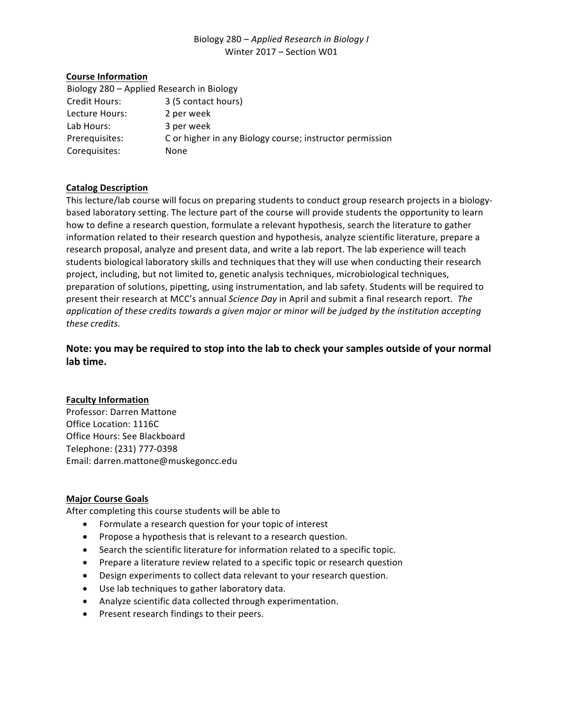# Biology 280 – *Applied Research in Biology I*

Winter 2017 – Section W01

## Course Information

Biology 280 – Applied Research in Biology

| | |
|---|---|
| Credit Hours: | 3 (5 contact hours) |
| Lecture Hours: | 2 per week |
| Lab Hours: | 3 per week |
| Prerequisites: | C or higher in any Biology course; instructor permission |
| Corequisites: | None |

## Catalog Description

This lecture/lab course will focus on preparing students to conduct group research projects in a biology-based laboratory setting. The lecture part of the course will provide students the opportunity to learn how to define a research question, formulate a relevant hypothesis, search the literature to gather information related to their research question and hypothesis, analyze scientific literature, prepare a research proposal, analyze and present data, and write a lab report. The lab experience will teach students biological laboratory skills and techniques that they will use when conducting their research project, including, but not limited to, genetic analysis techniques, microbiological techniques, preparation of solutions, pipetting, using instrumentation, and lab safety. Students will be required to present their research at MCC's annual *Science Day* in April and submit a final research report. *The application of these credits towards a given major or minor will be judged by the institution accepting these credits.*

**Note: you may be required to stop into the lab to check your samples outside of your normal lab time.**

## Faculty Information

Professor: Darren Mattone
Office Location: 1116C
Office Hours: See Blackboard
Telephone: (231) 777-0398
Email: darren.mattone@muskegoncc.edu

## Major Course Goals

After completing this course students will be able to

- Formulate a research question for your topic of interest
- Propose a hypothesis that is relevant to a research question.
- Search the scientific literature for information related to a specific topic.
- Prepare a literature review related to a specific topic or research question
- Design experiments to collect data relevant to your research question.
- Use lab techniques to gather laboratory data.
- Analyze scientific data collected through experimentation.
- Present research findings to their peers.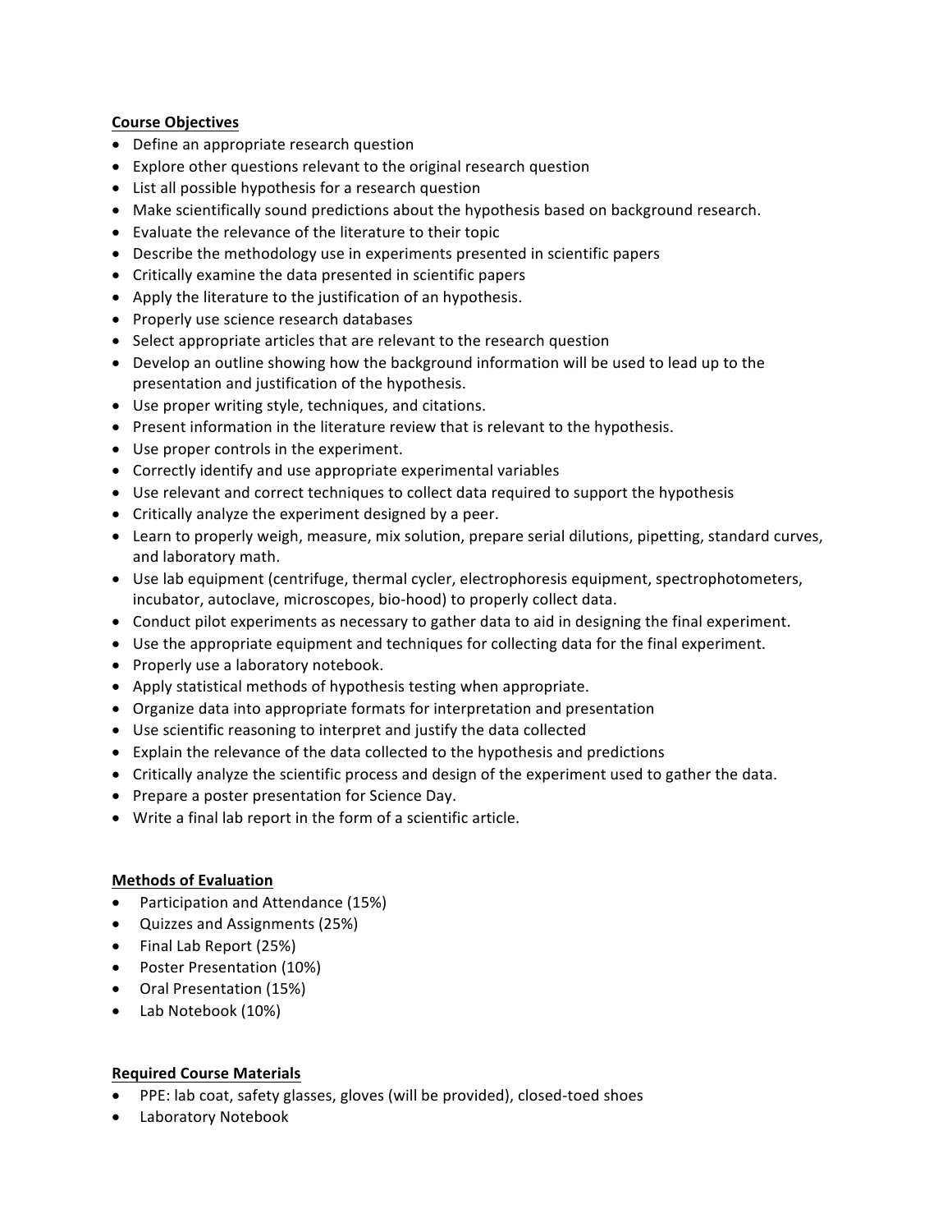**Course Objectives**

- Define an appropriate research question
- Explore other questions relevant to the original research question
- List all possible hypothesis for a research question
- Make scientifically sound predictions about the hypothesis based on background research.
- Evaluate the relevance of the literature to their topic
- Describe the methodology use in experiments presented in scientific papers
- Critically examine the data presented in scientific papers
- Apply the literature to the justification of an hypothesis.
- Properly use science research databases
- Select appropriate articles that are relevant to the research question
- Develop an outline showing how the background information will be used to lead up to the presentation and justification of the hypothesis.
- Use proper writing style, techniques, and citations.
- Present information in the literature review that is relevant to the hypothesis.
- Use proper controls in the experiment.
- Correctly identify and use appropriate experimental variables
- Use relevant and correct techniques to collect data required to support the hypothesis
- Critically analyze the experiment designed by a peer.
- Learn to properly weigh, measure, mix solution, prepare serial dilutions, pipetting, standard curves, and laboratory math.
- Use lab equipment (centrifuge, thermal cycler, electrophoresis equipment, spectrophotometers, incubator, autoclave, microscopes, bio-hood) to properly collect data.
- Conduct pilot experiments as necessary to gather data to aid in designing the final experiment.
- Use the appropriate equipment and techniques for collecting data for the final experiment.
- Properly use a laboratory notebook.
- Apply statistical methods of hypothesis testing when appropriate.
- Organize data into appropriate formats for interpretation and presentation
- Use scientific reasoning to interpret and justify the data collected
- Explain the relevance of the data collected to the hypothesis and predictions
- Critically analyze the scientific process and design of the experiment used to gather the data.
- Prepare a poster presentation for Science Day.
- Write a final lab report in the form of a scientific article.

**Methods of Evaluation**

- Participation and Attendance (15%)
- Quizzes and Assignments (25%)
- Final Lab Report (25%)
- Poster Presentation (10%)
- Oral Presentation (15%)
- Lab Notebook (10%)

**Required Course Materials**

- PPE: lab coat, safety glasses, gloves (will be provided), closed-toed shoes
- Laboratory Notebook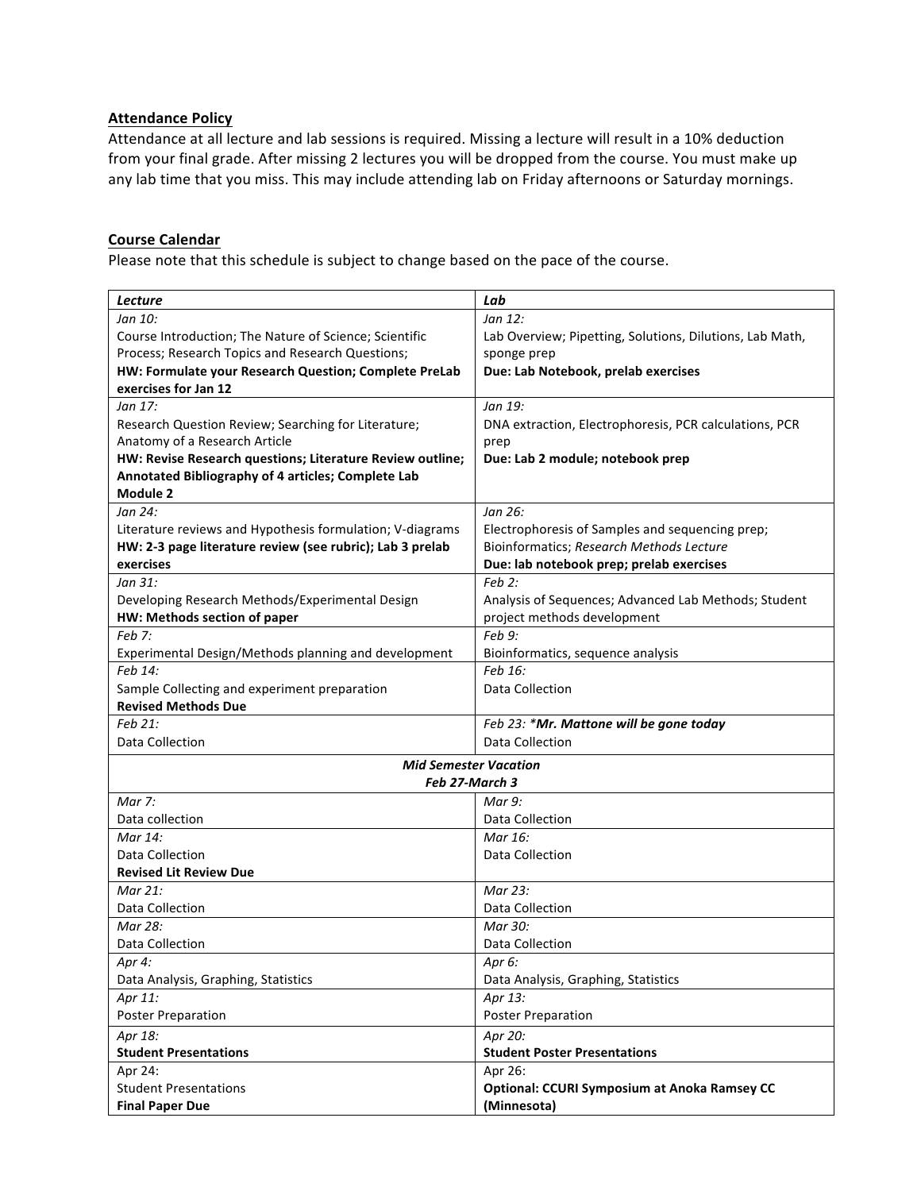**Attendance Policy**

Attendance at all lecture and lab sessions is required. Missing a lecture will result in a 10% deduction from your final grade. After missing 2 lectures you will be dropped from the course. You must make up any lab time that you miss. This may include attending lab on Friday afternoons or Saturday mornings.

**Course Calendar**

Please note that this schedule is subject to change based on the pace of the course.

| ***Lecture*** | ***Lab*** |
|---|---|
| *Jan 10:*<br>Course Introduction; The Nature of Science; Scientific Process; Research Topics and Research Questions;<br>**HW: Formulate your Research Question; Complete PreLab exercises for Jan 12** | *Jan 12:*<br>Lab Overview; Pipetting, Solutions, Dilutions, Lab Math, sponge prep<br>**Due: Lab Notebook, prelab exercises** |
| *Jan 17:*<br>Research Question Review; Searching for Literature; Anatomy of a Research Article<br>**HW: Revise Research questions; Literature Review outline; Annotated Bibliography of 4 articles; Complete Lab Module 2** | *Jan 19:*<br>DNA extraction, Electrophoresis, PCR calculations, PCR prep<br>**Due: Lab 2 module; notebook prep** |
| *Jan 24:*<br>Literature reviews and Hypothesis formulation; V-diagrams<br>**HW: 2-3 page literature review (see rubric); Lab 3 prelab exercises** | *Jan 26:*<br>Electrophoresis of Samples and sequencing prep; Bioinformatics; *Research Methods Lecture*<br>**Due: lab notebook prep; prelab exercises** |
| *Jan 31:*<br>Developing Research Methods/Experimental Design<br>**HW: Methods section of paper** | *Feb 2:*<br>Analysis of Sequences; Advanced Lab Methods; Student project methods development |
| *Feb 7:*<br>Experimental Design/Methods planning and development | *Feb 9:*<br>Bioinformatics, sequence analysis |
| *Feb 14:*<br>Sample Collecting and experiment preparation<br>**Revised Methods Due** | *Feb 16:*<br>Data Collection |
| *Feb 21:*<br>Data Collection | *Feb 23: ****Mr. Mattone will be gone today***<br>Data Collection |
| ***Mid Semester Vacation***<br>***Feb 27-March 3*** | |
| *Mar 7:*<br>Data collection | *Mar 9:*<br>Data Collection |
| *Mar 14:*<br>Data Collection<br>**Revised Lit Review Due** | *Mar 16:*<br>Data Collection |
| *Mar 21:*<br>Data Collection | *Mar 23:*<br>Data Collection |
| *Mar 28:*<br>Data Collection | *Mar 30:*<br>Data Collection |
| *Apr 4:*<br>Data Analysis, Graphing, Statistics | *Apr 6:*<br>Data Analysis, Graphing, Statistics |
| *Apr 11:*<br>Poster Preparation | *Apr 13:*<br>Poster Preparation |
| *Apr 18:*<br>**Student Presentations** | *Apr 20:*<br>**Student Poster Presentations** |
| Apr 24:<br>Student Presentations<br>**Final Paper Due** | Apr 26:<br>**Optional: CCURI Symposium at Anoka Ramsey CC (Minnesota)** |